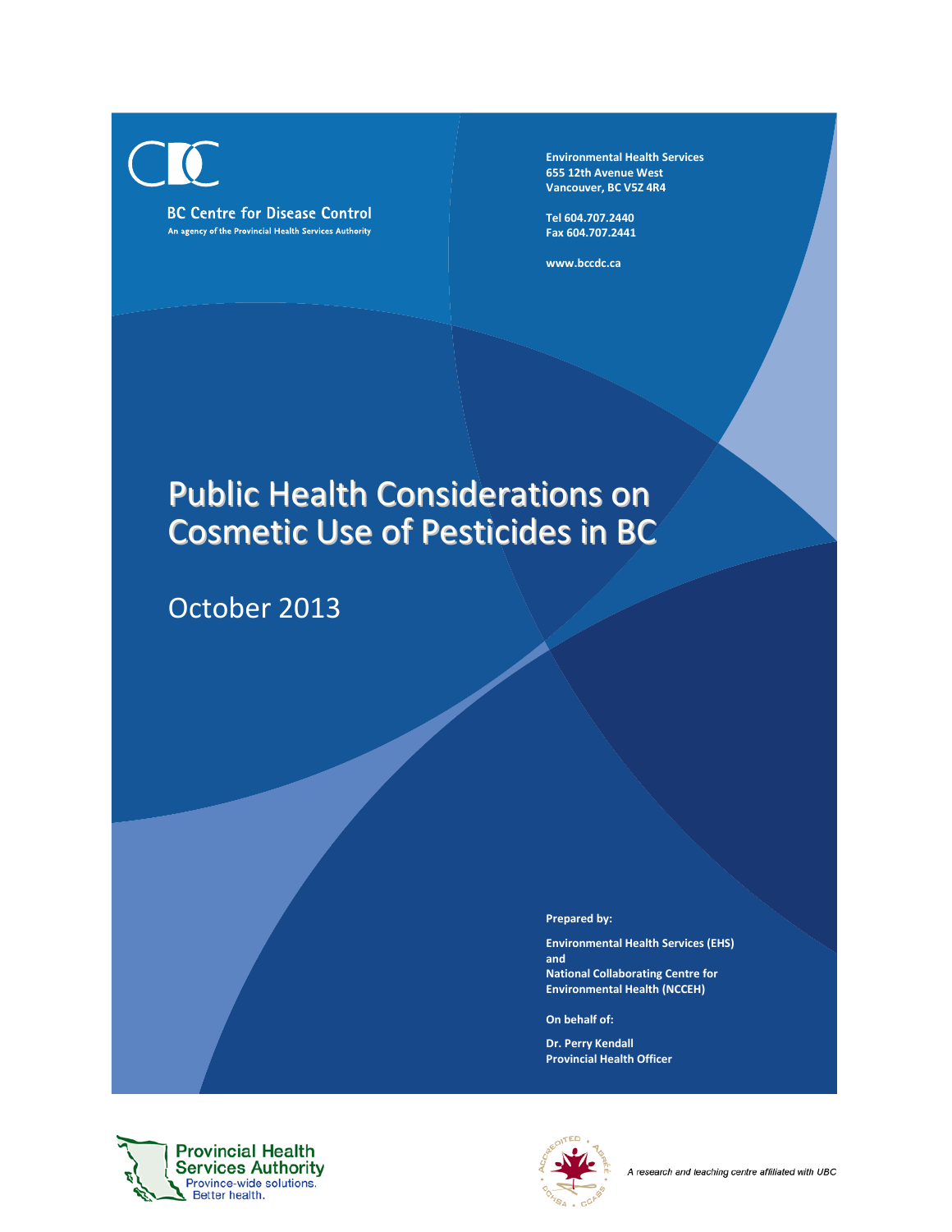BC Centre for Disease Control

An agency of the Provincial Health Services Authority

**Environmental Health Services**
**655 12th Avenue West**
**Vancouver, BC V5Z 4R4**

**Tel 604.707.2440**
**Fax 604.707.2441**

**www.bccdc.ca**

# Public Health Considerations on Cosmetic Use of Pesticides in BC

October 2013

**Prepared by:**

**Environmental Health Services (EHS)**
**and**
**National Collaborating Centre for Environmental Health (NCCEH)**

**On behalf of:**

**Dr. Perry Kendall**
**Provincial Health Officer**

Provincial Health Services Authority
Province-wide solutions.
Better health.

*A research and teaching centre affiliated with UBC*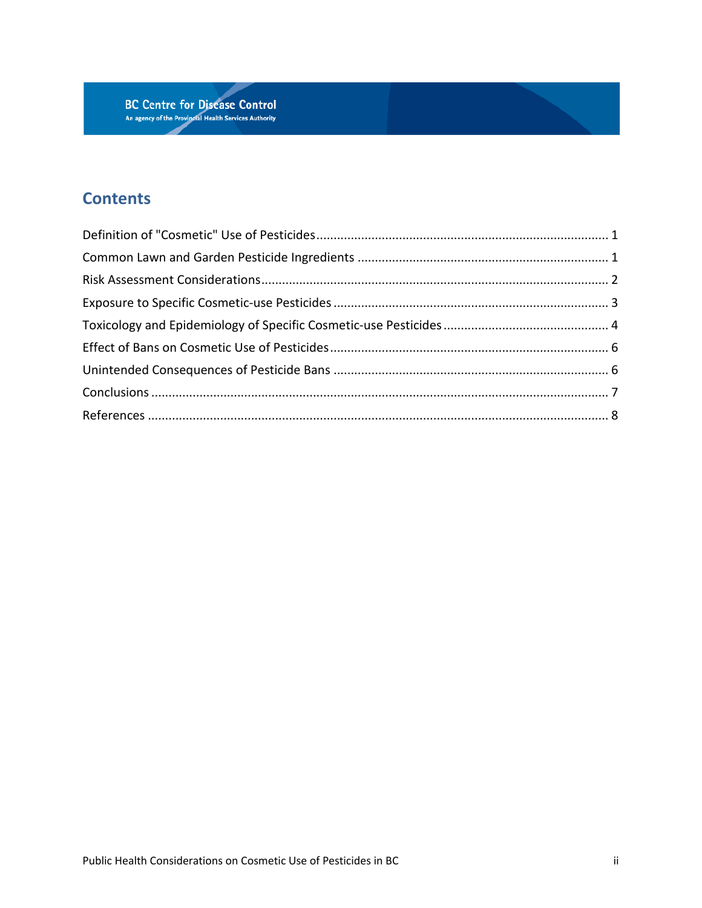## Contents

Definition of "Cosmetic" Use of Pesticides .................................................................................... 1

Common Lawn and Garden Pesticide Ingredients ........................................................................ 1

Risk Assessment Considerations.................................................................................................... 2

Exposure to Specific Cosmetic-use Pesticides ............................................................................... 3

Toxicology and Epidemiology of Specific Cosmetic-use Pesticides ................................................ 4

Effect of Bans on Cosmetic Use of Pesticides................................................................................. 6

Unintended Consequences of Pesticide Bans ................................................................................ 6

Conclusions .................................................................................................................................... 7

References ..................................................................................................................................... 8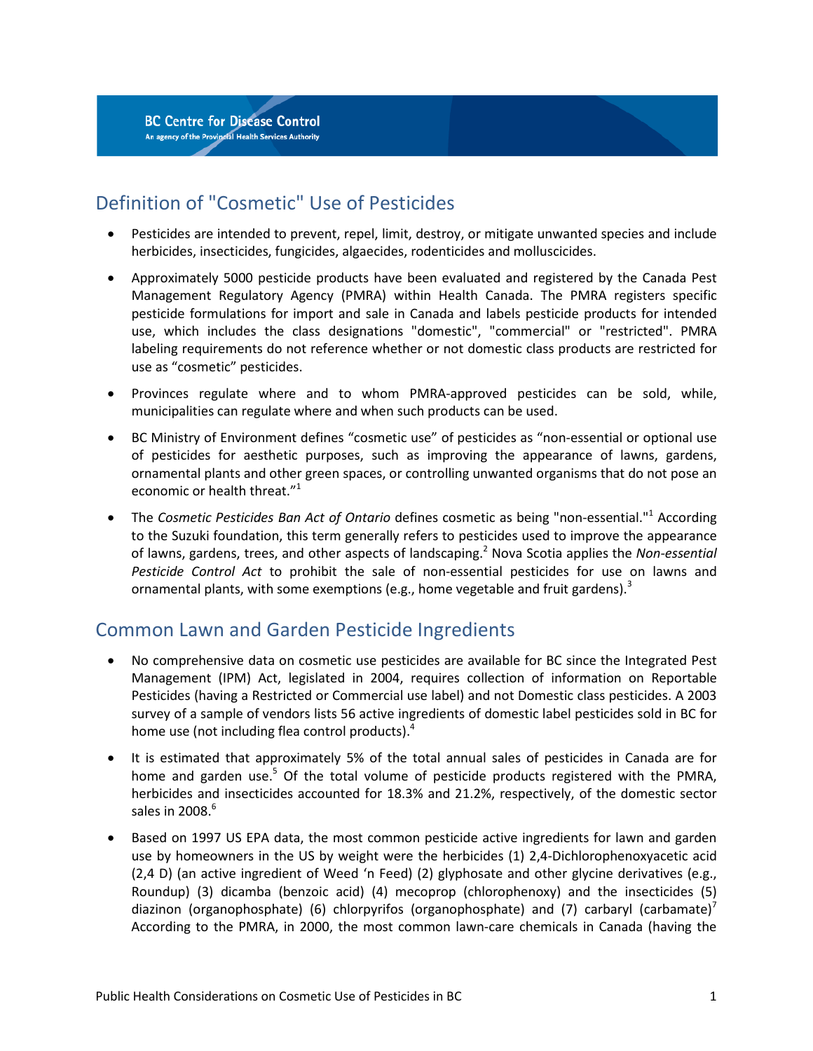## Definition of "Cosmetic" Use of Pesticides

- Pesticides are intended to prevent, repel, limit, destroy, or mitigate unwanted species and include herbicides, insecticides, fungicides, algaecides, rodenticides and molluscicides.
- Approximately 5000 pesticide products have been evaluated and registered by the Canada Pest Management Regulatory Agency (PMRA) within Health Canada. The PMRA registers specific pesticide formulations for import and sale in Canada and labels pesticide products for intended use, which includes the class designations "domestic", "commercial" or "restricted". PMRA labeling requirements do not reference whether or not domestic class products are restricted for use as "cosmetic" pesticides.
- Provinces regulate where and to whom PMRA-approved pesticides can be sold, while, municipalities can regulate where and when such products can be used.
- BC Ministry of Environment defines "cosmetic use" of pesticides as "non-essential or optional use of pesticides for aesthetic purposes, such as improving the appearance of lawns, gardens, ornamental plants and other green spaces, or controlling unwanted organisms that do not pose an economic or health threat."[1]
- The *Cosmetic Pesticides Ban Act of Ontario* defines cosmetic as being "non-essential."[1] According to the Suzuki foundation, this term generally refers to pesticides used to improve the appearance of lawns, gardens, trees, and other aspects of landscaping.[2] Nova Scotia applies the *Non-essential Pesticide Control Act* to prohibit the sale of non-essential pesticides for use on lawns and ornamental plants, with some exemptions (e.g., home vegetable and fruit gardens).[3]

## Common Lawn and Garden Pesticide Ingredients

- No comprehensive data on cosmetic use pesticides are available for BC since the Integrated Pest Management (IPM) Act, legislated in 2004, requires collection of information on Reportable Pesticides (having a Restricted or Commercial use label) and not Domestic class pesticides. A 2003 survey of a sample of vendors lists 56 active ingredients of domestic label pesticides sold in BC for home use (not including flea control products).[4]
- It is estimated that approximately 5% of the total annual sales of pesticides in Canada are for home and garden use.[5] Of the total volume of pesticide products registered with the PMRA, herbicides and insecticides accounted for 18.3% and 21.2%, respectively, of the domestic sector sales in 2008.[6]
- Based on 1997 US EPA data, the most common pesticide active ingredients for lawn and garden use by homeowners in the US by weight were the herbicides (1) 2,4-Dichlorophenoxyacetic acid (2,4 D) (an active ingredient of Weed 'n Feed) (2) glyphosate and other glycine derivatives (e.g., Roundup) (3) dicamba (benzoic acid) (4) mecoprop (chlorophenoxy) and the insecticides (5) diazinon (organophosphate) (6) chlorpyrifos (organophosphate) and (7) carbaryl (carbamate)[7] According to the PMRA, in 2000, the most common lawn-care chemicals in Canada (having the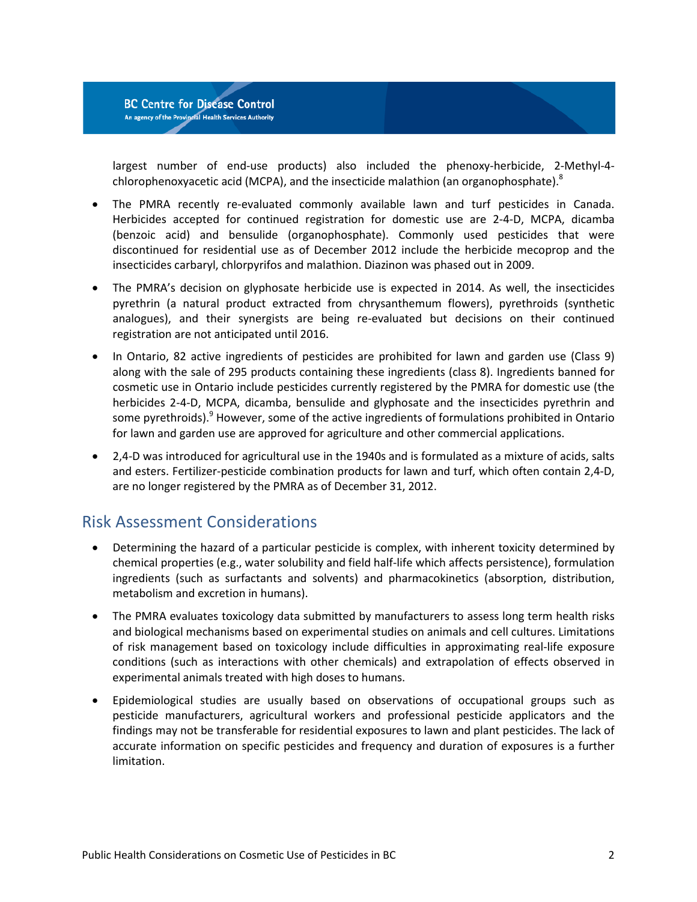largest number of end-use products) also included the phenoxy-herbicide, 2-Methyl-4-chlorophenoxyacetic acid (MCPA), and the insecticide malathion (an organophosphate).[8]

- The PMRA recently re-evaluated commonly available lawn and turf pesticides in Canada. Herbicides accepted for continued registration for domestic use are 2-4-D, MCPA, dicamba (benzoic acid) and bensulide (organophosphate). Commonly used pesticides that were discontinued for residential use as of December 2012 include the herbicide mecoprop and the insecticides carbaryl, chlorpyrifos and malathion. Diazinon was phased out in 2009.
- The PMRA's decision on glyphosate herbicide use is expected in 2014. As well, the insecticides pyrethrin (a natural product extracted from chrysanthemum flowers), pyrethroids (synthetic analogues), and their synergists are being re-evaluated but decisions on their continued registration are not anticipated until 2016.
- In Ontario, 82 active ingredients of pesticides are prohibited for lawn and garden use (Class 9) along with the sale of 295 products containing these ingredients (class 8). Ingredients banned for cosmetic use in Ontario include pesticides currently registered by the PMRA for domestic use (the herbicides 2-4-D, MCPA, dicamba, bensulide and glyphosate and the insecticides pyrethrin and some pyrethroids).[9] However, some of the active ingredients of formulations prohibited in Ontario for lawn and garden use are approved for agriculture and other commercial applications.
- 2,4-D was introduced for agricultural use in the 1940s and is formulated as a mixture of acids, salts and esters. Fertilizer-pesticide combination products for lawn and turf, which often contain 2,4-D, are no longer registered by the PMRA as of December 31, 2012.

## Risk Assessment Considerations

- Determining the hazard of a particular pesticide is complex, with inherent toxicity determined by chemical properties (e.g., water solubility and field half-life which affects persistence), formulation ingredients (such as surfactants and solvents) and pharmacokinetics (absorption, distribution, metabolism and excretion in humans).
- The PMRA evaluates toxicology data submitted by manufacturers to assess long term health risks and biological mechanisms based on experimental studies on animals and cell cultures. Limitations of risk management based on toxicology include difficulties in approximating real-life exposure conditions (such as interactions with other chemicals) and extrapolation of effects observed in experimental animals treated with high doses to humans.
- Epidemiological studies are usually based on observations of occupational groups such as pesticide manufacturers, agricultural workers and professional pesticide applicators and the findings may not be transferable for residential exposures to lawn and plant pesticides. The lack of accurate information on specific pesticides and frequency and duration of exposures is a further limitation.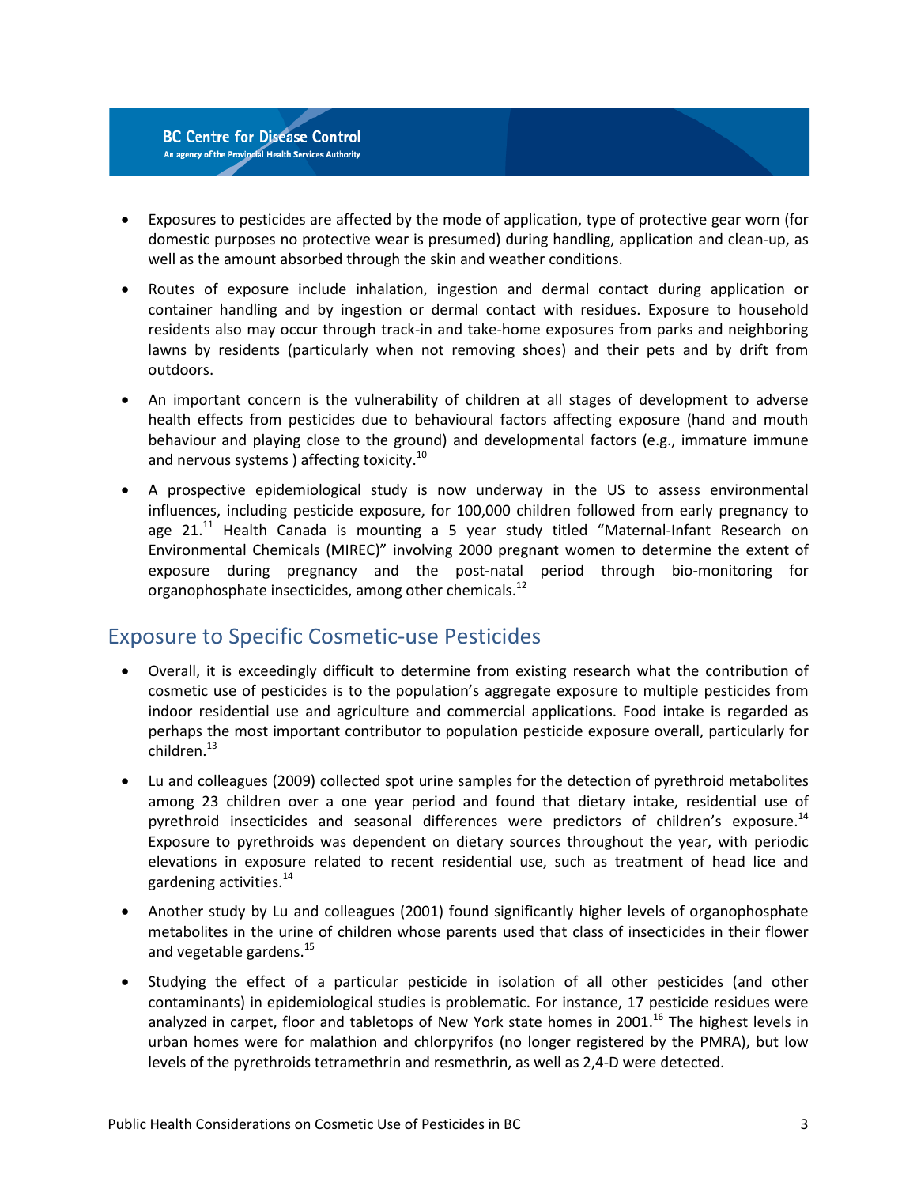- Exposures to pesticides are affected by the mode of application, type of protective gear worn (for domestic purposes no protective wear is presumed) during handling, application and clean-up, as well as the amount absorbed through the skin and weather conditions.
- Routes of exposure include inhalation, ingestion and dermal contact during application or container handling and by ingestion or dermal contact with residues. Exposure to household residents also may occur through track-in and take-home exposures from parks and neighboring lawns by residents (particularly when not removing shoes) and their pets and by drift from outdoors.
- An important concern is the vulnerability of children at all stages of development to adverse health effects from pesticides due to behavioural factors affecting exposure (hand and mouth behaviour and playing close to the ground) and developmental factors (e.g., immature immune and nervous systems ) affecting toxicity.[10]
- A prospective epidemiological study is now underway in the US to assess environmental influences, including pesticide exposure, for 100,000 children followed from early pregnancy to age 21.[11] Health Canada is mounting a 5 year study titled "Maternal-Infant Research on Environmental Chemicals (MIREC)" involving 2000 pregnant women to determine the extent of exposure during pregnancy and the post-natal period through bio-monitoring for organophosphate insecticides, among other chemicals.[12]

## Exposure to Specific Cosmetic-use Pesticides

- Overall, it is exceedingly difficult to determine from existing research what the contribution of cosmetic use of pesticides is to the population's aggregate exposure to multiple pesticides from indoor residential use and agriculture and commercial applications. Food intake is regarded as perhaps the most important contributor to population pesticide exposure overall, particularly for children.[13]
- Lu and colleagues (2009) collected spot urine samples for the detection of pyrethroid metabolites among 23 children over a one year period and found that dietary intake, residential use of pyrethroid insecticides and seasonal differences were predictors of children's exposure.[14] Exposure to pyrethroids was dependent on dietary sources throughout the year, with periodic elevations in exposure related to recent residential use, such as treatment of head lice and gardening activities.[14]
- Another study by Lu and colleagues (2001) found significantly higher levels of organophosphate metabolites in the urine of children whose parents used that class of insecticides in their flower and vegetable gardens.[15]
- Studying the effect of a particular pesticide in isolation of all other pesticides (and other contaminants) in epidemiological studies is problematic. For instance, 17 pesticide residues were analyzed in carpet, floor and tabletops of New York state homes in 2001.[16] The highest levels in urban homes were for malathion and chlorpyrifos (no longer registered by the PMRA), but low levels of the pyrethroids tetramethrin and resmethrin, as well as 2,4-D were detected.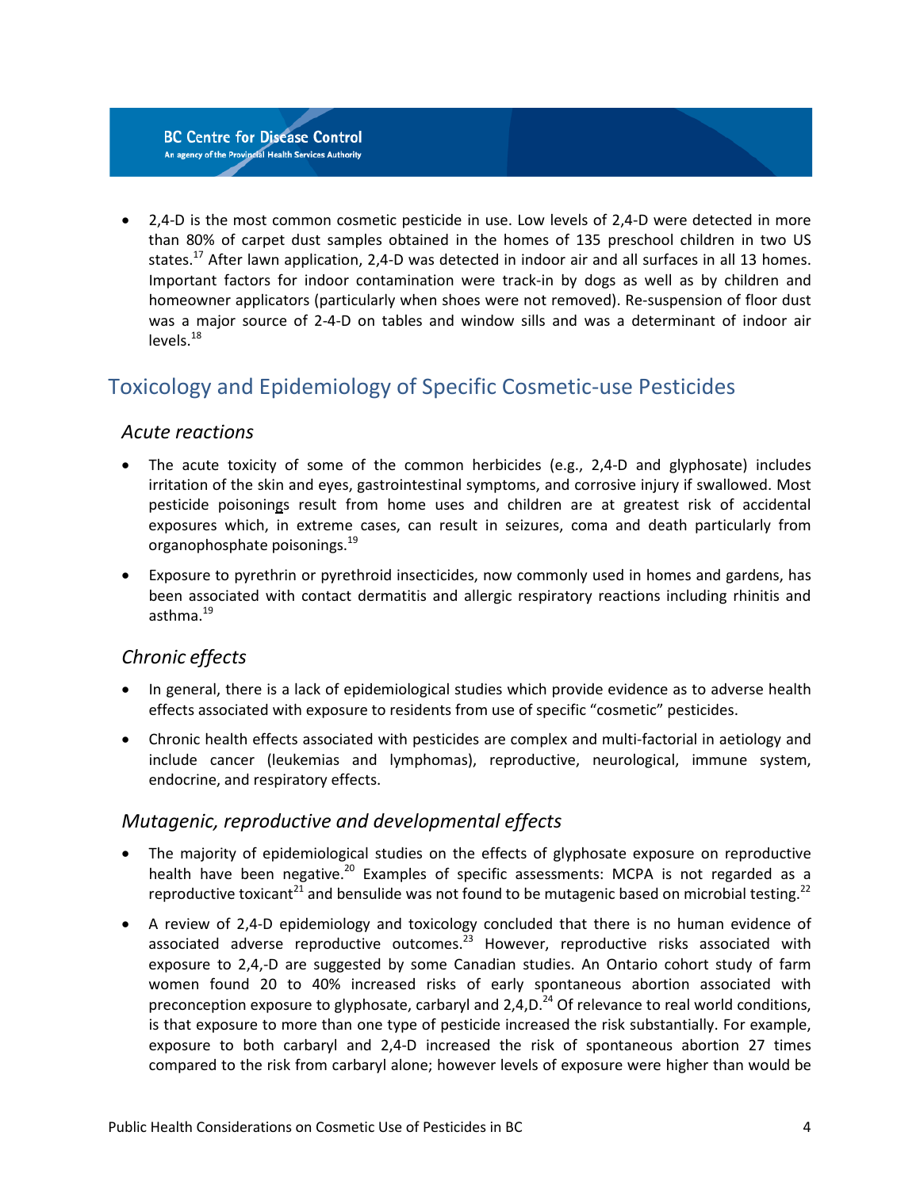- 2,4-D is the most common cosmetic pesticide in use. Low levels of 2,4-D were detected in more than 80% of carpet dust samples obtained in the homes of 135 preschool children in two US states.[17] After lawn application, 2,4-D was detected in indoor air and all surfaces in all 13 homes. Important factors for indoor contamination were track-in by dogs as well as by children and homeowner applicators (particularly when shoes were not removed). Re-suspension of floor dust was a major source of 2-4-D on tables and window sills and was a determinant of indoor air levels.[18]

## Toxicology and Epidemiology of Specific Cosmetic-use Pesticides

### *Acute reactions*

- The acute toxicity of some of the common herbicides (e.g., 2,4-D and glyphosate) includes irritation of the skin and eyes, gastrointestinal symptoms, and corrosive injury if swallowed. Most pesticide poisonings result from home uses and children are at greatest risk of accidental exposures which, in extreme cases, can result in seizures, coma and death particularly from organophosphate poisonings.[19]
- Exposure to pyrethrin or pyrethroid insecticides, now commonly used in homes and gardens, has been associated with contact dermatitis and allergic respiratory reactions including rhinitis and asthma.[19]

### *Chronic effects*

- In general, there is a lack of epidemiological studies which provide evidence as to adverse health effects associated with exposure to residents from use of specific "cosmetic" pesticides.
- Chronic health effects associated with pesticides are complex and multi-factorial in aetiology and include cancer (leukemias and lymphomas), reproductive, neurological, immune system, endocrine, and respiratory effects.

### *Mutagenic, reproductive and developmental effects*

- The majority of epidemiological studies on the effects of glyphosate exposure on reproductive health have been negative.[20] Examples of specific assessments: MCPA is not regarded as a reproductive toxicant[21] and bensulide was not found to be mutagenic based on microbial testing.[22]
- A review of 2,4-D epidemiology and toxicology concluded that there is no human evidence of associated adverse reproductive outcomes.[23] However, reproductive risks associated with exposure to 2,4,-D are suggested by some Canadian studies. An Ontario cohort study of farm women found 20 to 40% increased risks of early spontaneous abortion associated with preconception exposure to glyphosate, carbaryl and 2,4,D.[24] Of relevance to real world conditions, is that exposure to more than one type of pesticide increased the risk substantially. For example, exposure to both carbaryl and 2,4-D increased the risk of spontaneous abortion 27 times compared to the risk from carbaryl alone; however levels of exposure were higher than would be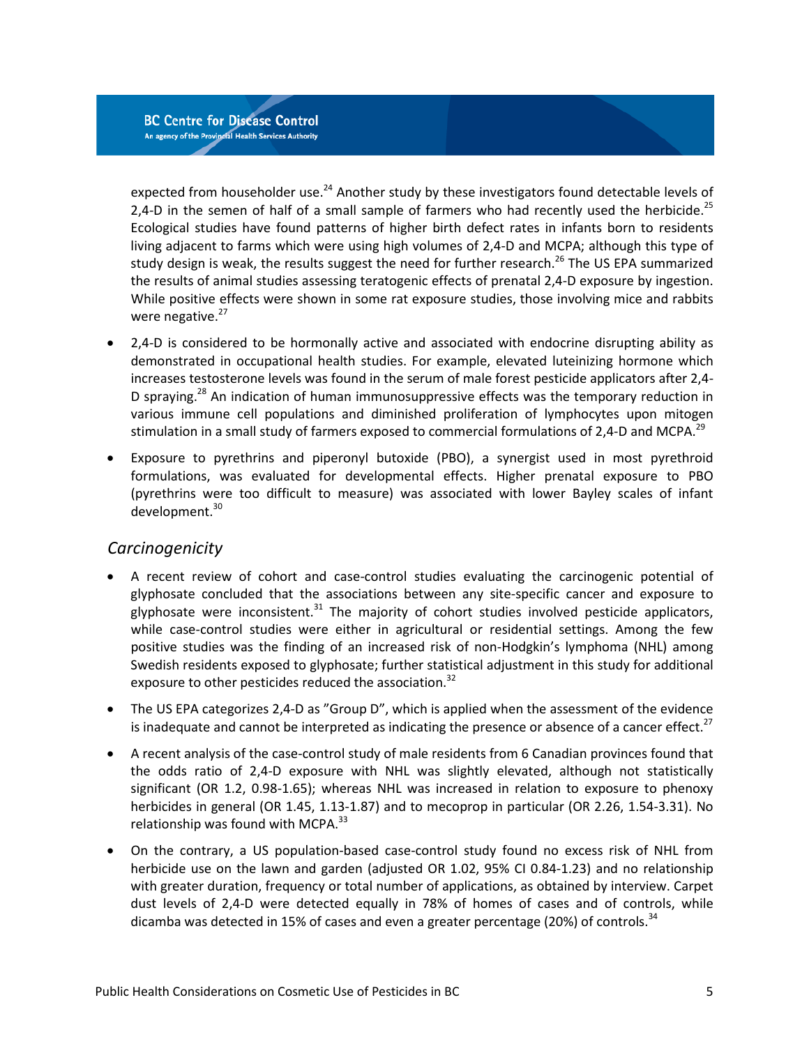expected from householder use.[24] Another study by these investigators found detectable levels of 2,4-D in the semen of half of a small sample of farmers who had recently used the herbicide.[25] Ecological studies have found patterns of higher birth defect rates in infants born to residents living adjacent to farms which were using high volumes of 2,4-D and MCPA; although this type of study design is weak, the results suggest the need for further research.[26] The US EPA summarized the results of animal studies assessing teratogenic effects of prenatal 2,4-D exposure by ingestion. While positive effects were shown in some rat exposure studies, those involving mice and rabbits were negative.[27]

- 2,4-D is considered to be hormonally active and associated with endocrine disrupting ability as demonstrated in occupational health studies. For example, elevated luteinizing hormone which increases testosterone levels was found in the serum of male forest pesticide applicators after 2,4-D spraying.[28] An indication of human immunosuppressive effects was the temporary reduction in various immune cell populations and diminished proliferation of lymphocytes upon mitogen stimulation in a small study of farmers exposed to commercial formulations of 2,4-D and MCPA.[29]
- Exposure to pyrethrins and piperonyl butoxide (PBO), a synergist used in most pyrethroid formulations, was evaluated for developmental effects. Higher prenatal exposure to PBO (pyrethrins were too difficult to measure) was associated with lower Bayley scales of infant development.[30]

### *Carcinogenicity*

- A recent review of cohort and case-control studies evaluating the carcinogenic potential of glyphosate concluded that the associations between any site-specific cancer and exposure to glyphosate were inconsistent.[31] The majority of cohort studies involved pesticide applicators, while case-control studies were either in agricultural or residential settings. Among the few positive studies was the finding of an increased risk of non-Hodgkin's lymphoma (NHL) among Swedish residents exposed to glyphosate; further statistical adjustment in this study for additional exposure to other pesticides reduced the association.[32]
- The US EPA categorizes 2,4-D as "Group D", which is applied when the assessment of the evidence is inadequate and cannot be interpreted as indicating the presence or absence of a cancer effect.[27]
- A recent analysis of the case-control study of male residents from 6 Canadian provinces found that the odds ratio of 2,4-D exposure with NHL was slightly elevated, although not statistically significant (OR 1.2, 0.98-1.65); whereas NHL was increased in relation to exposure to phenoxy herbicides in general (OR 1.45, 1.13-1.87) and to mecoprop in particular (OR 2.26, 1.54-3.31). No relationship was found with MCPA.[33]
- On the contrary, a US population-based case-control study found no excess risk of NHL from herbicide use on the lawn and garden (adjusted OR 1.02, 95% CI 0.84-1.23) and no relationship with greater duration, frequency or total number of applications, as obtained by interview. Carpet dust levels of 2,4-D were detected equally in 78% of homes of cases and of controls, while dicamba was detected in 15% of cases and even a greater percentage (20%) of controls.[34]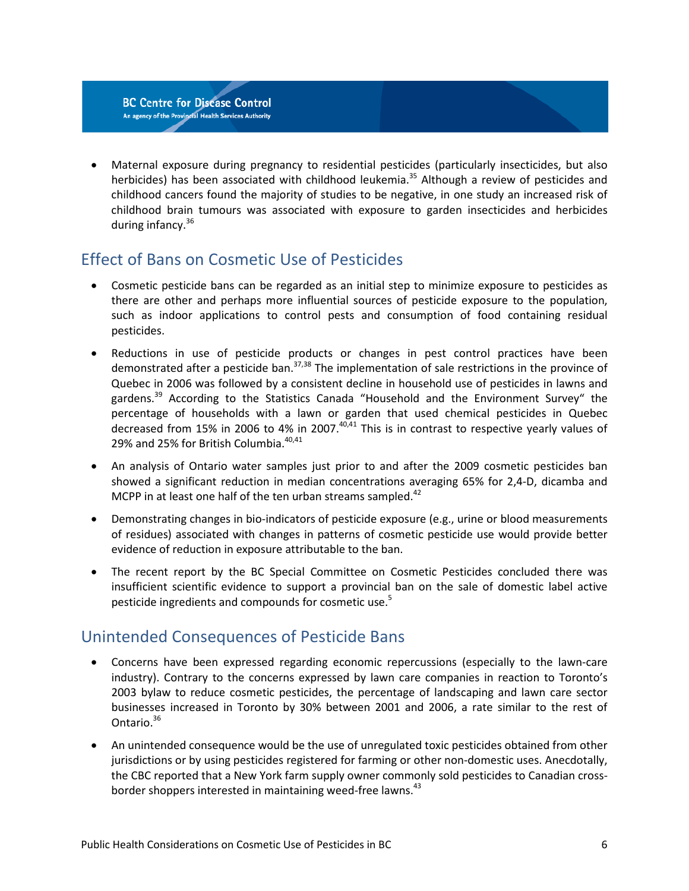- Maternal exposure during pregnancy to residential pesticides (particularly insecticides, but also herbicides) has been associated with childhood leukemia.[35] Although a review of pesticides and childhood cancers found the majority of studies to be negative, in one study an increased risk of childhood brain tumours was associated with exposure to garden insecticides and herbicides during infancy.[36]

## Effect of Bans on Cosmetic Use of Pesticides

- Cosmetic pesticide bans can be regarded as an initial step to minimize exposure to pesticides as there are other and perhaps more influential sources of pesticide exposure to the population, such as indoor applications to control pests and consumption of food containing residual pesticides.
- Reductions in use of pesticide products or changes in pest control practices have been demonstrated after a pesticide ban.[37,38] The implementation of sale restrictions in the province of Quebec in 2006 was followed by a consistent decline in household use of pesticides in lawns and gardens.[39] According to the Statistics Canada "Household and the Environment Survey" the percentage of households with a lawn or garden that used chemical pesticides in Quebec decreased from 15% in 2006 to 4% in 2007.[40,41] This is in contrast to respective yearly values of 29% and 25% for British Columbia.[40,41]
- An analysis of Ontario water samples just prior to and after the 2009 cosmetic pesticides ban showed a significant reduction in median concentrations averaging 65% for 2,4-D, dicamba and MCPP in at least one half of the ten urban streams sampled.[42]
- Demonstrating changes in bio-indicators of pesticide exposure (e.g., urine or blood measurements of residues) associated with changes in patterns of cosmetic pesticide use would provide better evidence of reduction in exposure attributable to the ban.
- The recent report by the BC Special Committee on Cosmetic Pesticides concluded there was insufficient scientific evidence to support a provincial ban on the sale of domestic label active pesticide ingredients and compounds for cosmetic use.[5]

## Unintended Consequences of Pesticide Bans

- Concerns have been expressed regarding economic repercussions (especially to the lawn-care industry). Contrary to the concerns expressed by lawn care companies in reaction to Toronto's 2003 bylaw to reduce cosmetic pesticides, the percentage of landscaping and lawn care sector businesses increased in Toronto by 30% between 2001 and 2006, a rate similar to the rest of Ontario.[36]
- An unintended consequence would be the use of unregulated toxic pesticides obtained from other jurisdictions or by using pesticides registered for farming or other non-domestic uses. Anecdotally, the CBC reported that a New York farm supply owner commonly sold pesticides to Canadian cross-border shoppers interested in maintaining weed-free lawns.[43]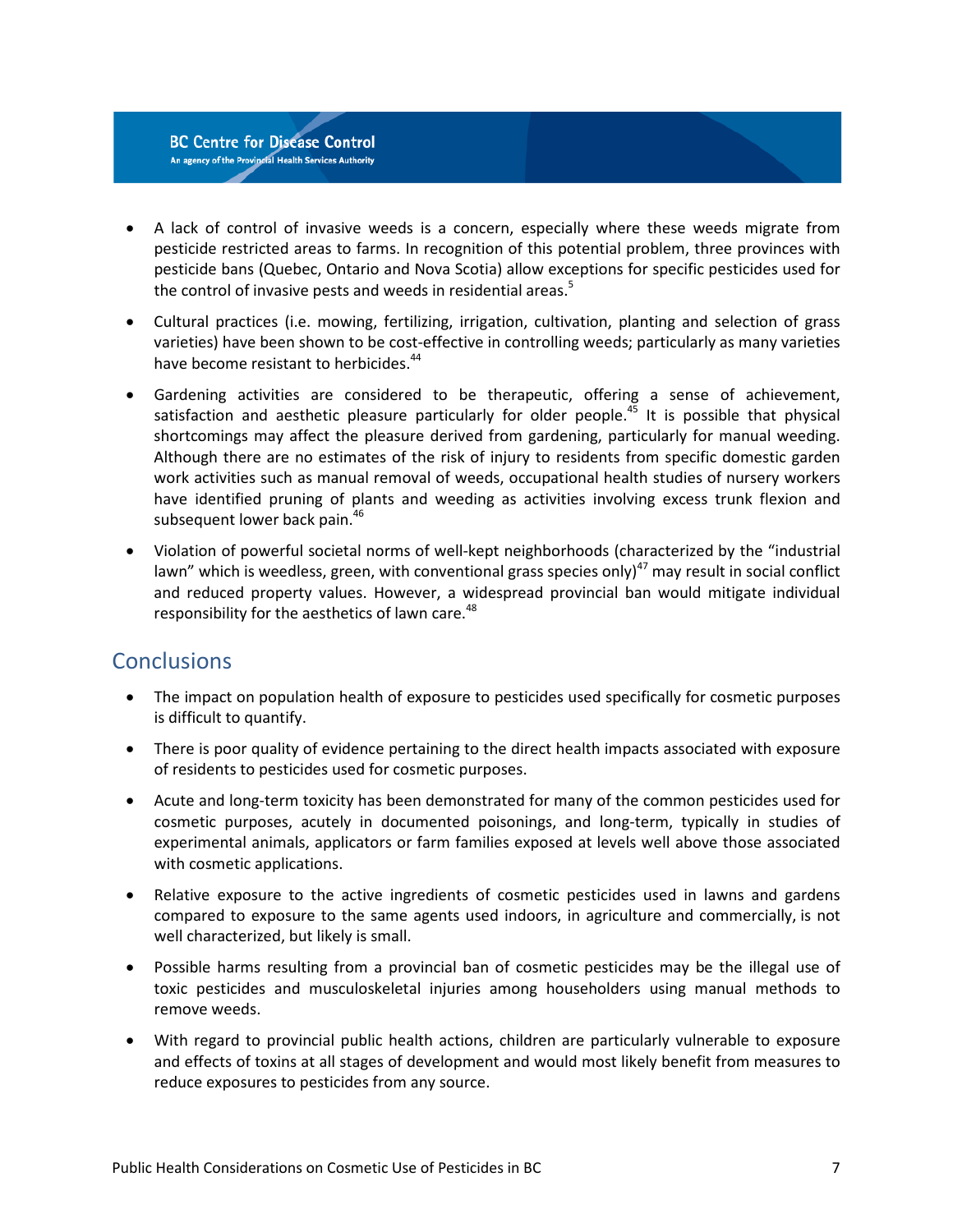- A lack of control of invasive weeds is a concern, especially where these weeds migrate from pesticide restricted areas to farms. In recognition of this potential problem, three provinces with pesticide bans (Quebec, Ontario and Nova Scotia) allow exceptions for specific pesticides used for the control of invasive pests and weeds in residential areas.[5]
- Cultural practices (i.e. mowing, fertilizing, irrigation, cultivation, planting and selection of grass varieties) have been shown to be cost-effective in controlling weeds; particularly as many varieties have become resistant to herbicides.[44]
- Gardening activities are considered to be therapeutic, offering a sense of achievement, satisfaction and aesthetic pleasure particularly for older people.[45] It is possible that physical shortcomings may affect the pleasure derived from gardening, particularly for manual weeding. Although there are no estimates of the risk of injury to residents from specific domestic garden work activities such as manual removal of weeds, occupational health studies of nursery workers have identified pruning of plants and weeding as activities involving excess trunk flexion and subsequent lower back pain.[46]
- Violation of powerful societal norms of well-kept neighborhoods (characterized by the "industrial lawn" which is weedless, green, with conventional grass species only)[47] may result in social conflict and reduced property values. However, a widespread provincial ban would mitigate individual responsibility for the aesthetics of lawn care.[48]

## Conclusions

- The impact on population health of exposure to pesticides used specifically for cosmetic purposes is difficult to quantify.
- There is poor quality of evidence pertaining to the direct health impacts associated with exposure of residents to pesticides used for cosmetic purposes.
- Acute and long-term toxicity has been demonstrated for many of the common pesticides used for cosmetic purposes, acutely in documented poisonings, and long-term, typically in studies of experimental animals, applicators or farm families exposed at levels well above those associated with cosmetic applications.
- Relative exposure to the active ingredients of cosmetic pesticides used in lawns and gardens compared to exposure to the same agents used indoors, in agriculture and commercially, is not well characterized, but likely is small.
- Possible harms resulting from a provincial ban of cosmetic pesticides may be the illegal use of toxic pesticides and musculoskeletal injuries among householders using manual methods to remove weeds.
- With regard to provincial public health actions, children are particularly vulnerable to exposure and effects of toxins at all stages of development and would most likely benefit from measures to reduce exposures to pesticides from any source.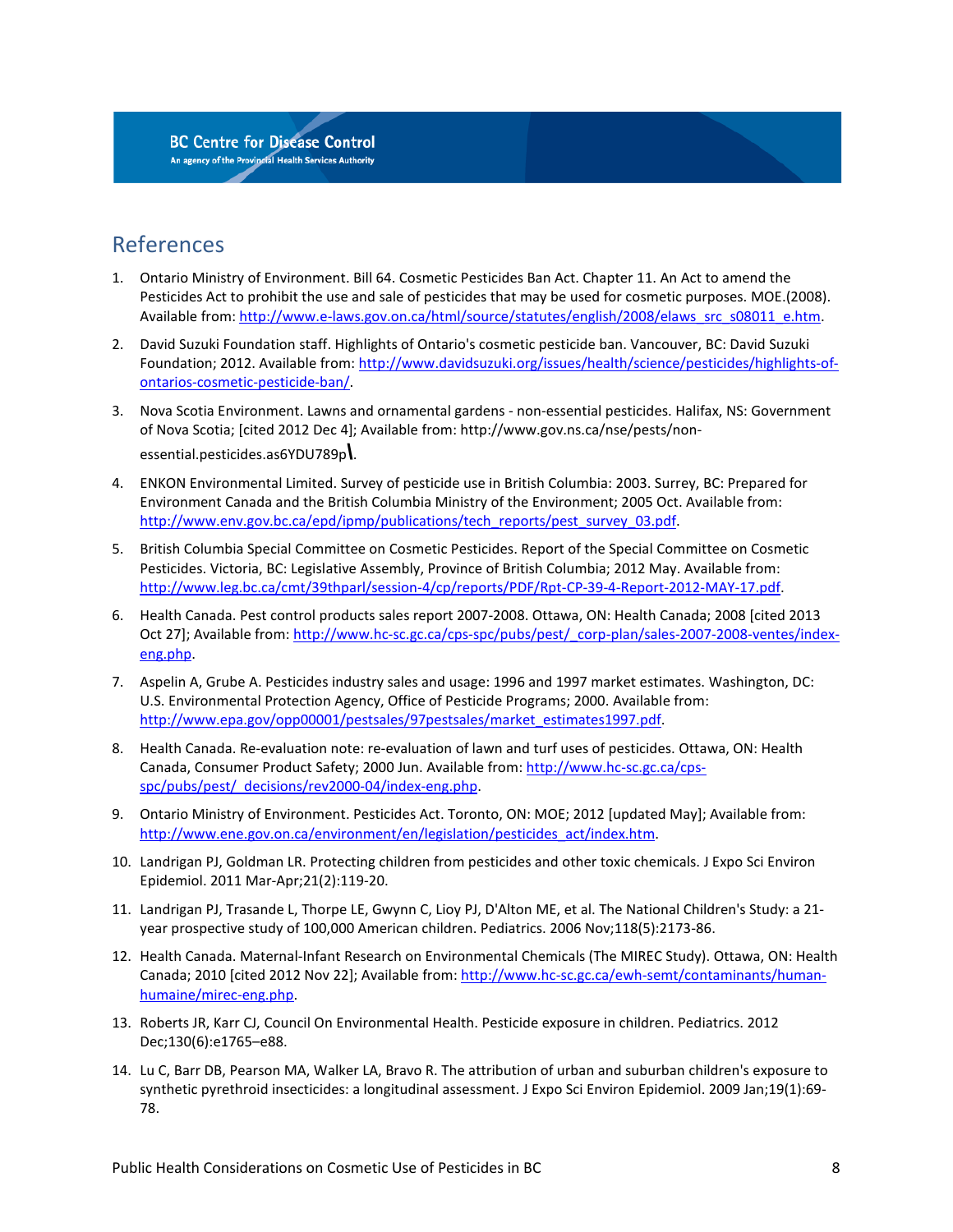## References

1. Ontario Ministry of Environment. Bill 64. Cosmetic Pesticides Ban Act. Chapter 11. An Act to amend the Pesticides Act to prohibit the use and sale of pesticides that may be used for cosmetic purposes. MOE.(2008). Available from: http://www.e-laws.gov.on.ca/html/source/statutes/english/2008/elaws_src_s08011_e.htm.
2. David Suzuki Foundation staff. Highlights of Ontario's cosmetic pesticide ban. Vancouver, BC: David Suzuki Foundation; 2012. Available from: http://www.davidsuzuki.org/issues/health/science/pesticides/highlights-of-ontarios-cosmetic-pesticide-ban/.
3. Nova Scotia Environment. Lawns and ornamental gardens - non-essential pesticides. Halifax, NS: Government of Nova Scotia; [cited 2012 Dec 4]; Available from: http://www.gov.ns.ca/nse/pests/non-essential.pesticides.as6YDU789p\.
4. ENKON Environmental Limited. Survey of pesticide use in British Columbia: 2003. Surrey, BC: Prepared for Environment Canada and the British Columbia Ministry of the Environment; 2005 Oct. Available from: http://www.env.gov.bc.ca/epd/ipmp/publications/tech_reports/pest_survey_03.pdf.
5. British Columbia Special Committee on Cosmetic Pesticides. Report of the Special Committee on Cosmetic Pesticides. Victoria, BC: Legislative Assembly, Province of British Columbia; 2012 May. Available from: http://www.leg.bc.ca/cmt/39thparl/session-4/cp/reports/PDF/Rpt-CP-39-4-Report-2012-MAY-17.pdf.
6. Health Canada. Pest control products sales report 2007-2008. Ottawa, ON: Health Canada; 2008 [cited 2013 Oct 27]; Available from: http://www.hc-sc.gc.ca/cps-spc/pubs/pest/_corp-plan/sales-2007-2008-ventes/index-eng.php.
7. Aspelin A, Grube A. Pesticides industry sales and usage: 1996 and 1997 market estimates. Washington, DC: U.S. Environmental Protection Agency, Office of Pesticide Programs; 2000. Available from: http://www.epa.gov/opp00001/pestsales/97pestsales/market_estimates1997.pdf.
8. Health Canada. Re-evaluation note: re-evaluation of lawn and turf uses of pesticides. Ottawa, ON: Health Canada, Consumer Product Safety; 2000 Jun. Available from: http://www.hc-sc.gc.ca/cps-spc/pubs/pest/_decisions/rev2000-04/index-eng.php.
9. Ontario Ministry of Environment. Pesticides Act. Toronto, ON: MOE; 2012 [updated May]; Available from: http://www.ene.gov.on.ca/environment/en/legislation/pesticides_act/index.htm.
10. Landrigan PJ, Goldman LR. Protecting children from pesticides and other toxic chemicals. J Expo Sci Environ Epidemiol. 2011 Mar-Apr;21(2):119-20.
11. Landrigan PJ, Trasande L, Thorpe LE, Gwynn C, Lioy PJ, D'Alton ME, et al. The National Children's Study: a 21-year prospective study of 100,000 American children. Pediatrics. 2006 Nov;118(5):2173-86.
12. Health Canada. Maternal-Infant Research on Environmental Chemicals (The MIREC Study). Ottawa, ON: Health Canada; 2010 [cited 2012 Nov 22]; Available from: http://www.hc-sc.gc.ca/ewh-semt/contaminants/human-humaine/mirec-eng.php.
13. Roberts JR, Karr CJ, Council On Environmental Health. Pesticide exposure in children. Pediatrics. 2012 Dec;130(6):e1765–e88.
14. Lu C, Barr DB, Pearson MA, Walker LA, Bravo R. The attribution of urban and suburban children's exposure to synthetic pyrethroid insecticides: a longitudinal assessment. J Expo Sci Environ Epidemiol. 2009 Jan;19(1):69-78.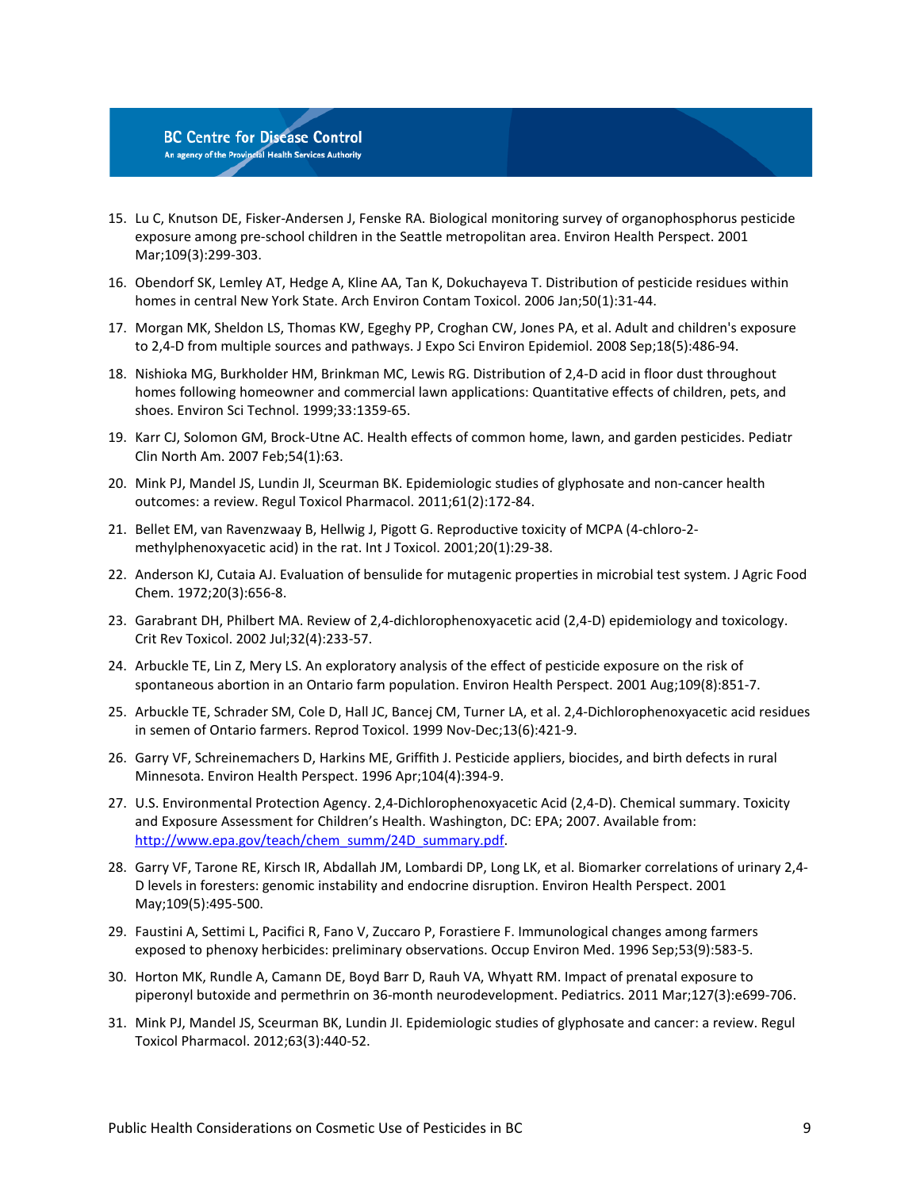15. Lu C, Knutson DE, Fisker-Andersen J, Fenske RA. Biological monitoring survey of organophosphorus pesticide exposure among pre-school children in the Seattle metropolitan area. Environ Health Perspect. 2001 Mar;109(3):299-303.
16. Obendorf SK, Lemley AT, Hedge A, Kline AA, Tan K, Dokuchayeva T. Distribution of pesticide residues within homes in central New York State. Arch Environ Contam Toxicol. 2006 Jan;50(1):31-44.
17. Morgan MK, Sheldon LS, Thomas KW, Egeghy PP, Croghan CW, Jones PA, et al. Adult and children's exposure to 2,4-D from multiple sources and pathways. J Expo Sci Environ Epidemiol. 2008 Sep;18(5):486-94.
18. Nishioka MG, Burkholder HM, Brinkman MC, Lewis RG. Distribution of 2,4-D acid in floor dust throughout homes following homeowner and commercial lawn applications: Quantitative effects of children, pets, and shoes. Environ Sci Technol. 1999;33:1359-65.
19. Karr CJ, Solomon GM, Brock-Utne AC. Health effects of common home, lawn, and garden pesticides. Pediatr Clin North Am. 2007 Feb;54(1):63.
20. Mink PJ, Mandel JS, Lundin JI, Sceurman BK. Epidemiologic studies of glyphosate and non-cancer health outcomes: a review. Regul Toxicol Pharmacol. 2011;61(2):172-84.
21. Bellet EM, van Ravenzwaay B, Hellwig J, Pigott G. Reproductive toxicity of MCPA (4-chloro-2-methylphenoxyacetic acid) in the rat. Int J Toxicol. 2001;20(1):29-38.
22. Anderson KJ, Cutaia AJ. Evaluation of bensulide for mutagenic properties in microbial test system. J Agric Food Chem. 1972;20(3):656-8.
23. Garabrant DH, Philbert MA. Review of 2,4-dichlorophenoxyacetic acid (2,4-D) epidemiology and toxicology. Crit Rev Toxicol. 2002 Jul;32(4):233-57.
24. Arbuckle TE, Lin Z, Mery LS. An exploratory analysis of the effect of pesticide exposure on the risk of spontaneous abortion in an Ontario farm population. Environ Health Perspect. 2001 Aug;109(8):851-7.
25. Arbuckle TE, Schrader SM, Cole D, Hall JC, Bancej CM, Turner LA, et al. 2,4-Dichlorophenoxyacetic acid residues in semen of Ontario farmers. Reprod Toxicol. 1999 Nov-Dec;13(6):421-9.
26. Garry VF, Schreinemachers D, Harkins ME, Griffith J. Pesticide appliers, biocides, and birth defects in rural Minnesota. Environ Health Perspect. 1996 Apr;104(4):394-9.
27. U.S. Environmental Protection Agency. 2,4-Dichlorophenoxyacetic Acid (2,4-D). Chemical summary. Toxicity and Exposure Assessment for Children's Health. Washington, DC: EPA; 2007. Available from: http://www.epa.gov/teach/chem_summ/24D_summary.pdf.
28. Garry VF, Tarone RE, Kirsch IR, Abdallah JM, Lombardi DP, Long LK, et al. Biomarker correlations of urinary 2,4-D levels in foresters: genomic instability and endocrine disruption. Environ Health Perspect. 2001 May;109(5):495-500.
29. Faustini A, Settimi L, Pacifici R, Fano V, Zuccaro P, Forastiere F. Immunological changes among farmers exposed to phenoxy herbicides: preliminary observations. Occup Environ Med. 1996 Sep;53(9):583-5.
30. Horton MK, Rundle A, Camann DE, Boyd Barr D, Rauh VA, Whyatt RM. Impact of prenatal exposure to piperonyl butoxide and permethrin on 36-month neurodevelopment. Pediatrics. 2011 Mar;127(3):e699-706.
31. Mink PJ, Mandel JS, Sceurman BK, Lundin JI. Epidemiologic studies of glyphosate and cancer: a review. Regul Toxicol Pharmacol. 2012;63(3):440-52.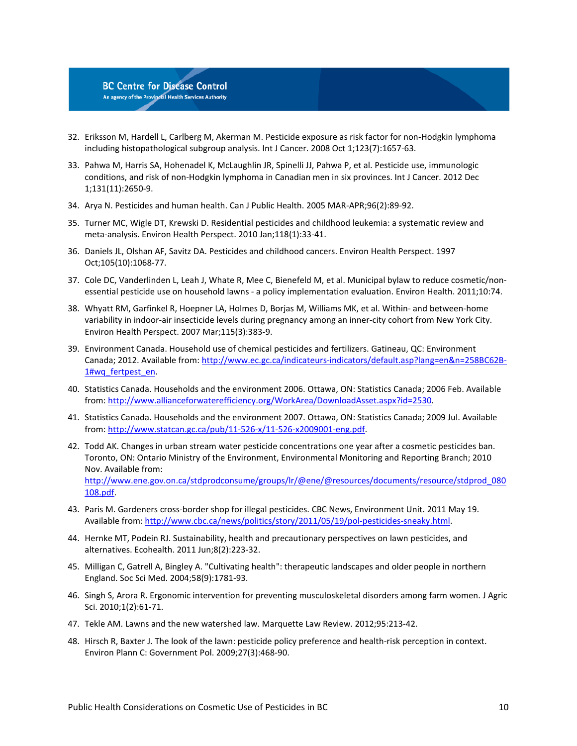32. Eriksson M, Hardell L, Carlberg M, Akerman M. Pesticide exposure as risk factor for non-Hodgkin lymphoma including histopathological subgroup analysis. Int J Cancer. 2008 Oct 1;123(7):1657-63.
33. Pahwa M, Harris SA, Hohenadel K, McLaughlin JR, Spinelli JJ, Pahwa P, et al. Pesticide use, immunologic conditions, and risk of non-Hodgkin lymphoma in Canadian men in six provinces. Int J Cancer. 2012 Dec 1;131(11):2650-9.
34. Arya N. Pesticides and human health. Can J Public Health. 2005 MAR-APR;96(2):89-92.
35. Turner MC, Wigle DT, Krewski D. Residential pesticides and childhood leukemia: a systematic review and meta-analysis. Environ Health Perspect. 2010 Jan;118(1):33-41.
36. Daniels JL, Olshan AF, Savitz DA. Pesticides and childhood cancers. Environ Health Perspect. 1997 Oct;105(10):1068-77.
37. Cole DC, Vanderlinden L, Leah J, Whate R, Mee C, Bienefeld M, et al. Municipal bylaw to reduce cosmetic/non-essential pesticide use on household lawns - a policy implementation evaluation. Environ Health. 2011;10:74.
38. Whyatt RM, Garfinkel R, Hoepner LA, Holmes D, Borjas M, Williams MK, et al. Within- and between-home variability in indoor-air insecticide levels during pregnancy among an inner-city cohort from New York City. Environ Health Perspect. 2007 Mar;115(3):383-9.
39. Environment Canada. Household use of chemical pesticides and fertilizers. Gatineau, QC: Environment Canada; 2012. Available from: http://www.ec.gc.ca/indicateurs-indicators/default.asp?lang=en&n=258BC62B-1#wq_fertpest_en.
40. Statistics Canada. Households and the environment 2006. Ottawa, ON: Statistics Canada; 2006 Feb. Available from: http://www.allianceforwaterefficiency.org/WorkArea/DownloadAsset.aspx?id=2530.
41. Statistics Canada. Households and the environment 2007. Ottawa, ON: Statistics Canada; 2009 Jul. Available from: http://www.statcan.gc.ca/pub/11-526-x/11-526-x2009001-eng.pdf.
42. Todd AK. Changes in urban stream water pesticide concentrations one year after a cosmetic pesticides ban. Toronto, ON: Ontario Ministry of the Environment, Environmental Monitoring and Reporting Branch; 2010 Nov. Available from: http://www.ene.gov.on.ca/stdprodconsume/groups/lr/@ene/@resources/documents/resource/stdprod_080108.pdf.
43. Paris M. Gardeners cross-border shop for illegal pesticides. CBC News, Environment Unit. 2011 May 19. Available from: http://www.cbc.ca/news/politics/story/2011/05/19/pol-pesticides-sneaky.html.
44. Hernke MT, Podein RJ. Sustainability, health and precautionary perspectives on lawn pesticides, and alternatives. Ecohealth. 2011 Jun;8(2):223-32.
45. Milligan C, Gatrell A, Bingley A. "Cultivating health": therapeutic landscapes and older people in northern England. Soc Sci Med. 2004;58(9):1781-93.
46. Singh S, Arora R. Ergonomic intervention for preventing musculoskeletal disorders among farm women. J Agric Sci. 2010;1(2):61-71.
47. Tekle AM. Lawns and the new watershed law. Marquette Law Review. 2012;95:213-42.
48. Hirsch R, Baxter J. The look of the lawn: pesticide policy preference and health-risk perception in context. Environ Plann C: Government Pol. 2009;27(3):468-90.